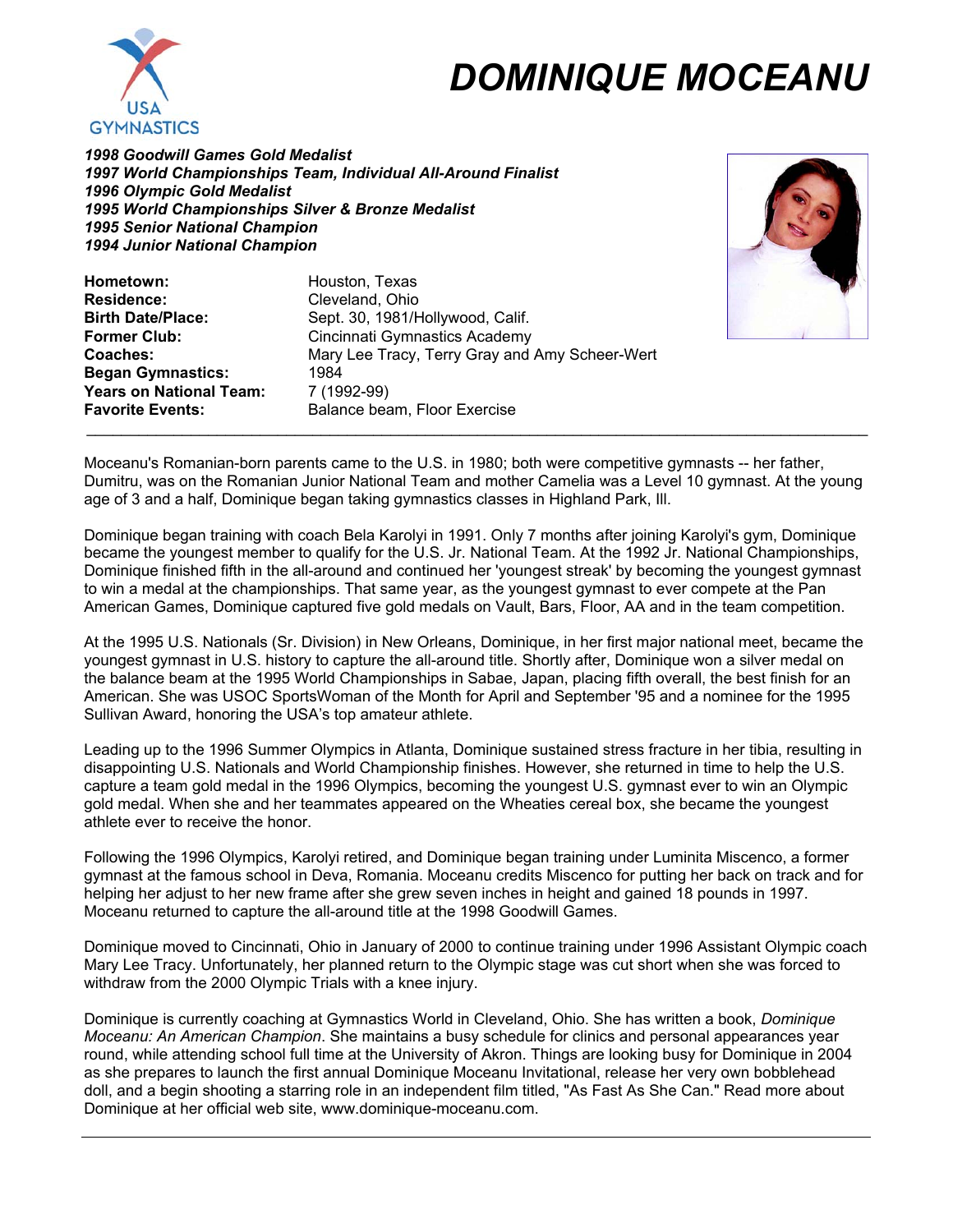# DOMINIQUE MOCEANU

***1998 Goodwill Games Gold Medalist***
***1997 World Championships Team, Individual All-Around Finalist***
***1996 Olympic Gold Medalist***
***1995 World Championships Silver & Bronze Medalist***
***1995 Senior National Champion***
***1994 Junior National Champion***

| | |
|---|---|
| **Hometown:** | Houston, Texas |
| **Residence:** | Cleveland, Ohio |
| **Birth Date/Place:** | Sept. 30, 1981/Hollywood, Calif. |
| **Former Club:** | Cincinnati Gymnastics Academy |
| **Coaches:** | Mary Lee Tracy, Terry Gray and Amy Scheer-Wert |
| **Began Gymnastics:** | 1984 |
| **Years on National Team:** | 7 (1992-99) |
| **Favorite Events:** | Balance beam, Floor Exercise |

---

Moceanu's Romanian-born parents came to the U.S. in 1980; both were competitive gymnasts -- her father, Dumitru, was on the Romanian Junior National Team and mother Camelia was a Level 10 gymnast. At the young age of 3 and a half, Dominique began taking gymnastics classes in Highland Park, Ill.

Dominique began training with coach Bela Karolyi in 1991. Only 7 months after joining Karolyi's gym, Dominique became the youngest member to qualify for the U.S. Jr. National Team. At the 1992 Jr. National Championships, Dominique finished fifth in the all-around and continued her 'youngest streak' by becoming the youngest gymnast to win a medal at the championships. That same year, as the youngest gymnast to ever compete at the Pan American Games, Dominique captured five gold medals on Vault, Bars, Floor, AA and in the team competition.

At the 1995 U.S. Nationals (Sr. Division) in New Orleans, Dominique, in her first major national meet, became the youngest gymnast in U.S. history to capture the all-around title. Shortly after, Dominique won a silver medal on the balance beam at the 1995 World Championships in Sabae, Japan, placing fifth overall, the best finish for an American. She was USOC SportsWoman of the Month for April and September '95 and a nominee for the 1995 Sullivan Award, honoring the USA's top amateur athlete.

Leading up to the 1996 Summer Olympics in Atlanta, Dominique sustained stress fracture in her tibia, resulting in disappointing U.S. Nationals and World Championship finishes. However, she returned in time to help the U.S. capture a team gold medal in the 1996 Olympics, becoming the youngest U.S. gymnast ever to win an Olympic gold medal. When she and her teammates appeared on the Wheaties cereal box, she became the youngest athlete ever to receive the honor.

Following the 1996 Olympics, Karolyi retired, and Dominique began training under Luminita Miscenco, a former gymnast at the famous school in Deva, Romania. Moceanu credits Miscenco for putting her back on track and for helping her adjust to her new frame after she grew seven inches in height and gained 18 pounds in 1997. Moceanu returned to capture the all-around title at the 1998 Goodwill Games.

Dominique moved to Cincinnati, Ohio in January of 2000 to continue training under 1996 Assistant Olympic coach Mary Lee Tracy. Unfortunately, her planned return to the Olympic stage was cut short when she was forced to withdraw from the 2000 Olympic Trials with a knee injury.

Dominique is currently coaching at Gymnastics World in Cleveland, Ohio. She has written a book, *Dominique Moceanu: An American Champion*. She maintains a busy schedule for clinics and personal appearances year round, while attending school full time at the University of Akron. Things are looking busy for Dominique in 2004 as she prepares to launch the first annual Dominique Moceanu Invitational, release her very own bobblehead doll, and a begin shooting a starring role in an independent film titled, "As Fast As She Can." Read more about Dominique at her official web site, www.dominique-moceanu.com.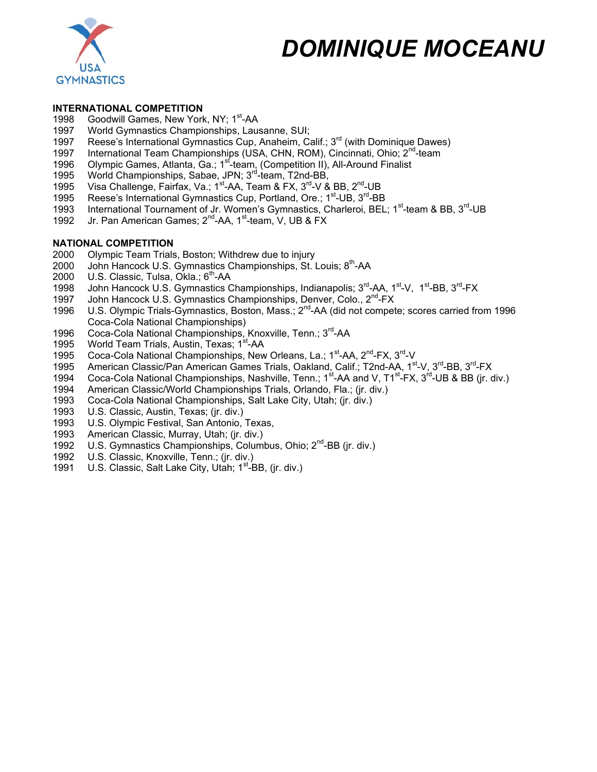# DOMINIQUE MOCEANU

**INTERNATIONAL COMPETITION**

1998 Goodwill Games, New York, NY; 1st-AA
1997 World Gymnastics Championships, Lausanne, SUI;
1997 Reese's International Gymnastics Cup, Anaheim, Calif.; 3rd (with Dominique Dawes)
1997 International Team Championships (USA, CHN, ROM), Cincinnati, Ohio; 2nd-team
1996 Olympic Games, Atlanta, Ga.; 1st-team, (Competition II), All-Around Finalist
1995 World Championships, Sabae, JPN; 3rd-team, T2nd-BB,
1995 Visa Challenge, Fairfax, Va.; 1st-AA, Team & FX, 3rd-V & BB, 2nd-UB
1995 Reese's International Gymnastics Cup, Portland, Ore.; 1st-UB, 3rd-BB
1993 International Tournament of Jr. Women's Gymnastics, Charleroi, BEL; 1st-team & BB, 3rd-UB
1992 Jr. Pan American Games; 2nd-AA, 1st-team, V, UB & FX

**NATIONAL COMPETITION**

2000 Olympic Team Trials, Boston; Withdrew due to injury
2000 John Hancock U.S. Gymnastics Championships, St. Louis; 8th-AA
2000 U.S. Classic, Tulsa, Okla.; 6th-AA
1998 John Hancock U.S. Gymnastics Championships, Indianapolis; 3rd-AA, 1st-V, 1st-BB, 3rd-FX
1997 John Hancock U.S. Gymnastics Championships, Denver, Colo., 2nd-FX
1996 U.S. Olympic Trials-Gymnastics, Boston, Mass.; 2nd-AA (did not compete; scores carried from 1996 Coca-Cola National Championships)
1996 Coca-Cola National Championships, Knoxville, Tenn.; 3rd-AA
1995 World Team Trials, Austin, Texas; 1st-AA
1995 Coca-Cola National Championships, New Orleans, La.; 1st-AA, 2nd-FX, 3rd-V
1995 American Classic/Pan American Games Trials, Oakland, Calif.; T2nd-AA, 1st-V, 3rd-BB, 3rd-FX
1994 Coca-Cola National Championships, Nashville, Tenn.; 1st-AA and V, T1st-FX, 3rd-UB & BB (jr. div.)
1994 American Classic/World Championships Trials, Orlando, Fla.; (jr. div.)
1993 Coca-Cola National Championships, Salt Lake City, Utah; (jr. div.)
1993 U.S. Classic, Austin, Texas; (jr. div.)
1993 U.S. Olympic Festival, San Antonio, Texas,
1993 American Classic, Murray, Utah; (jr. div.)
1992 U.S. Gymnastics Championships, Columbus, Ohio; 2nd-BB (jr. div.)
1992 U.S. Classic, Knoxville, Tenn.; (jr. div.)
1991 U.S. Classic, Salt Lake City, Utah; 1st-BB, (jr. div.)